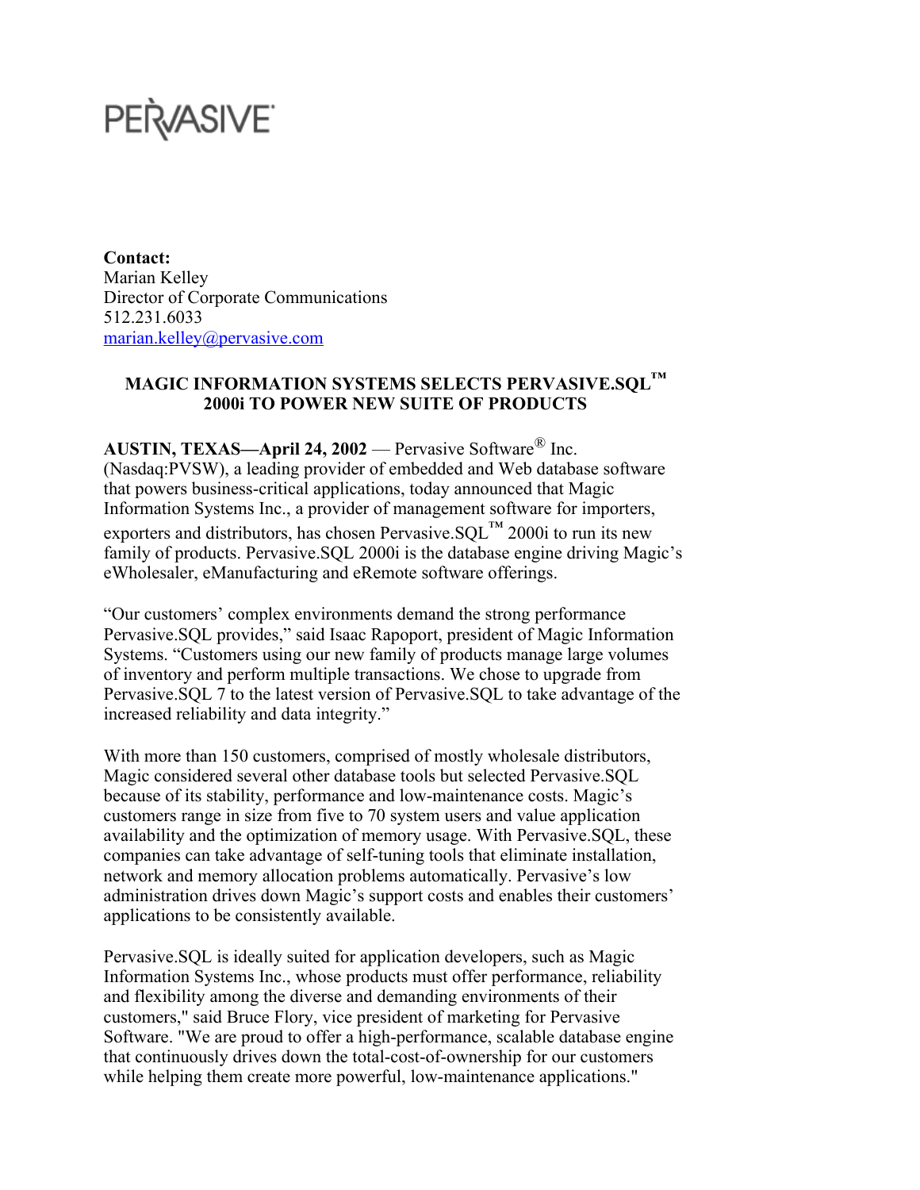PERVASIVE

**Contact:**
Marian Kelley
Director of Corporate Communications
512.231.6033
marian.kelley@pervasive.com

## MAGIC INFORMATION SYSTEMS SELECTS PERVASIVE.SQL™ 2000i TO POWER NEW SUITE OF PRODUCTS

**AUSTIN, TEXAS—April 24, 2002** — Pervasive Software® Inc. (Nasdaq:PVSW), a leading provider of embedded and Web database software that powers business-critical applications, today announced that Magic Information Systems Inc., a provider of management software for importers, exporters and distributors, has chosen Pervasive.SQL™ 2000i to run its new family of products. Pervasive.SQL 2000i is the database engine driving Magic's eWholesaler, eManufacturing and eRemote software offerings.

"Our customers' complex environments demand the strong performance Pervasive.SQL provides," said Isaac Rapoport, president of Magic Information Systems. "Customers using our new family of products manage large volumes of inventory and perform multiple transactions. We chose to upgrade from Pervasive.SQL 7 to the latest version of Pervasive.SQL to take advantage of the increased reliability and data integrity."

With more than 150 customers, comprised of mostly wholesale distributors, Magic considered several other database tools but selected Pervasive.SQL because of its stability, performance and low-maintenance costs. Magic's customers range in size from five to 70 system users and value application availability and the optimization of memory usage. With Pervasive.SQL, these companies can take advantage of self-tuning tools that eliminate installation, network and memory allocation problems automatically. Pervasive's low administration drives down Magic's support costs and enables their customers' applications to be consistently available.

Pervasive.SQL is ideally suited for application developers, such as Magic Information Systems Inc., whose products must offer performance, reliability and flexibility among the diverse and demanding environments of their customers," said Bruce Flory, vice president of marketing for Pervasive Software. "We are proud to offer a high-performance, scalable database engine that continuously drives down the total-cost-of-ownership for our customers while helping them create more powerful, low-maintenance applications."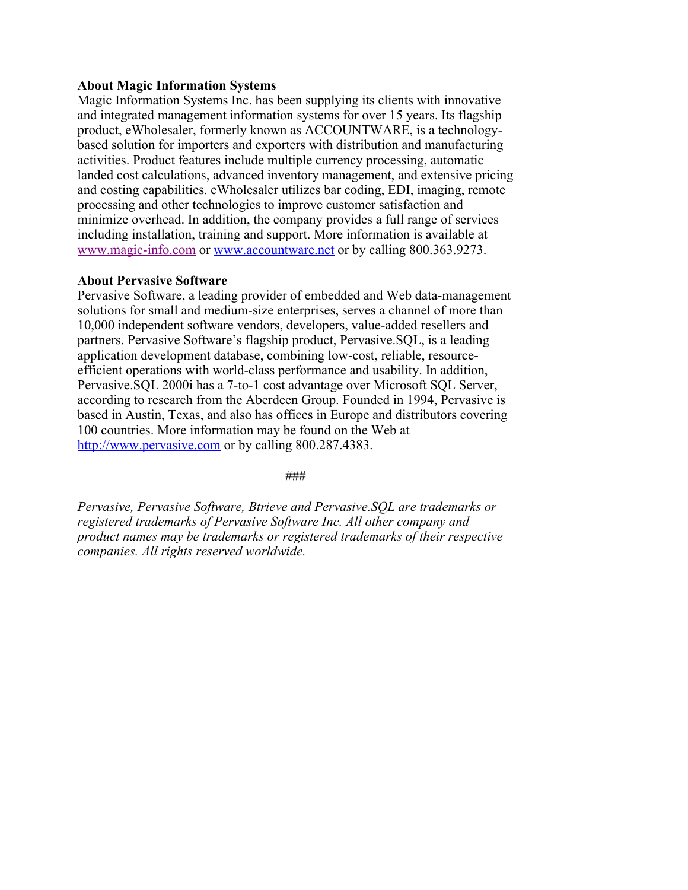**About Magic Information Systems**

Magic Information Systems Inc. has been supplying its clients with innovative and integrated management information systems for over 15 years. Its flagship product, eWholesaler, formerly known as ACCOUNTWARE, is a technology-based solution for importers and exporters with distribution and manufacturing activities. Product features include multiple currency processing, automatic landed cost calculations, advanced inventory management, and extensive pricing and costing capabilities. eWholesaler utilizes bar coding, EDI, imaging, remote processing and other technologies to improve customer satisfaction and minimize overhead. In addition, the company provides a full range of services including installation, training and support. More information is available at www.magic-info.com or www.accountware.net or by calling 800.363.9273.

**About Pervasive Software**

Pervasive Software, a leading provider of embedded and Web data-management solutions for small and medium-size enterprises, serves a channel of more than 10,000 independent software vendors, developers, value-added resellers and partners. Pervasive Software's flagship product, Pervasive.SQL, is a leading application development database, combining low-cost, reliable, resource-efficient operations with world-class performance and usability. In addition, Pervasive.SQL 2000i has a 7-to-1 cost advantage over Microsoft SQL Server, according to research from the Aberdeen Group. Founded in 1994, Pervasive is based in Austin, Texas, and also has offices in Europe and distributors covering 100 countries. More information may be found on the Web at http://www.pervasive.com or by calling 800.287.4383.

###

*Pervasive, Pervasive Software, Btrieve and Pervasive.SQL are trademarks or registered trademarks of Pervasive Software Inc. All other company and product names may be trademarks or registered trademarks of their respective companies. All rights reserved worldwide.*